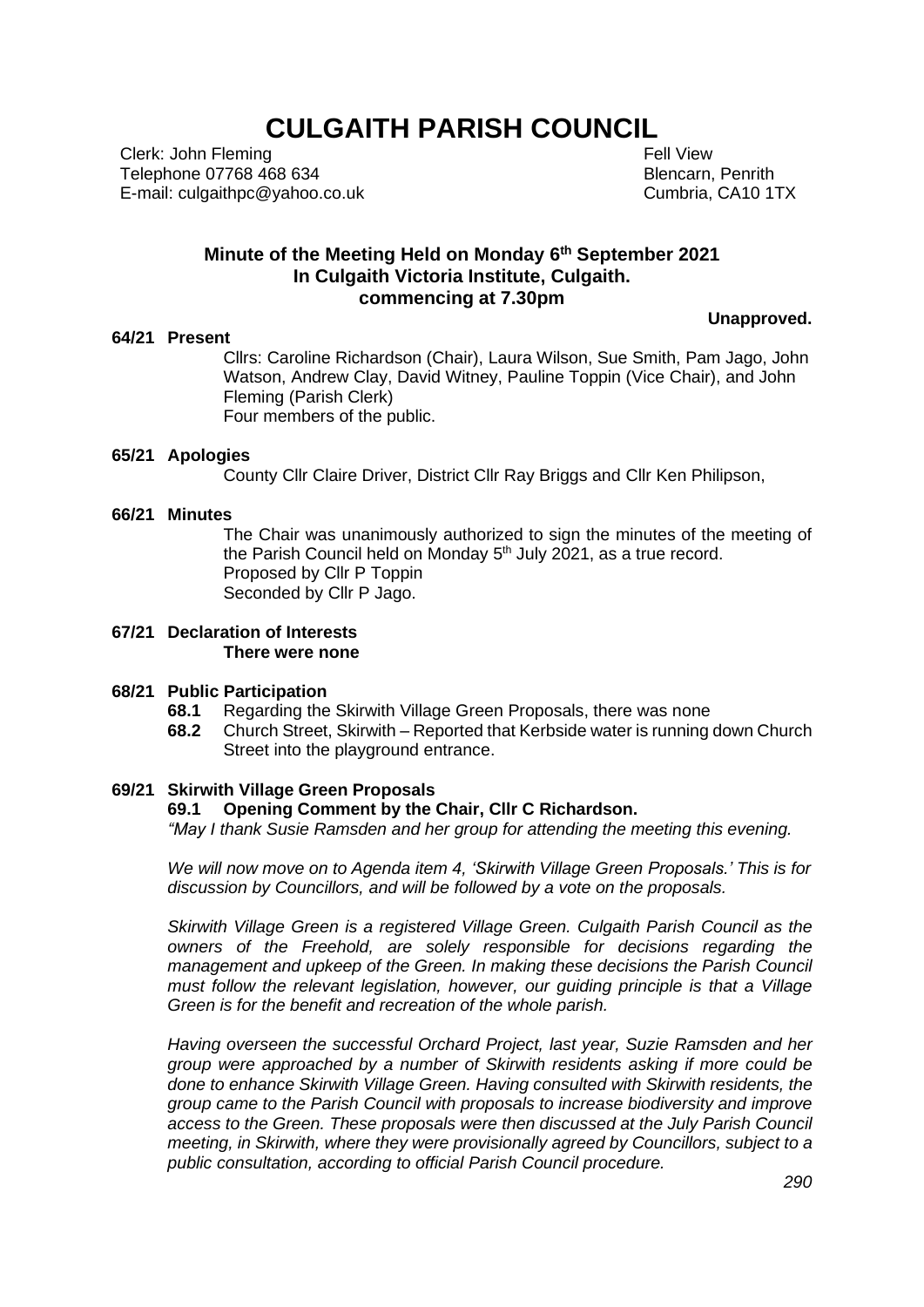# CULGAITH PARISH COUNCIL

Clerk: John Fleming
Telephone 07768 468 634
E-mail: culgaithpc@yahoo.co.uk

Fell View
Blencarn, Penrith
Cumbria, CA10 1TX

### Minute of the Meeting Held on Monday 6th September 2021 In Culgaith Victoria Institute, Culgaith. commencing at 7.30pm

**Unapproved.**

**64/21 Present**

Cllrs: Caroline Richardson (Chair), Laura Wilson, Sue Smith, Pam Jago, John Watson, Andrew Clay, David Witney, Pauline Toppin (Vice Chair), and John Fleming (Parish Clerk)
Four members of the public.

**65/21 Apologies**

County Cllr Claire Driver, District Cllr Ray Briggs and Cllr Ken Philipson,

**66/21 Minutes**

The Chair was unanimously authorized to sign the minutes of the meeting of the Parish Council held on Monday 5th July 2021, as a true record.
Proposed by Cllr P Toppin
Seconded by Cllr P Jago.

**67/21 Declaration of Interests**
**There were none**

**68/21 Public Participation**

**68.1** Regarding the Skirwith Village Green Proposals, there was none

**68.2** Church Street, Skirwith – Reported that Kerbside water is running down Church Street into the playground entrance.

**69/21 Skirwith Village Green Proposals**

**69.1 Opening Comment by the Chair, Cllr C Richardson.**

*"May I thank Susie Ramsden and her group for attending the meeting this evening.*

*We will now move on to Agenda item 4, 'Skirwith Village Green Proposals.' This is for discussion by Councillors, and will be followed by a vote on the proposals.*

*Skirwith Village Green is a registered Village Green. Culgaith Parish Council as the owners of the Freehold, are solely responsible for decisions regarding the management and upkeep of the Green. In making these decisions the Parish Council must follow the relevant legislation, however, our guiding principle is that a Village Green is for the benefit and recreation of the whole parish.*

*Having overseen the successful Orchard Project, last year, Suzie Ramsden and her group were approached by a number of Skirwith residents asking if more could be done to enhance Skirwith Village Green. Having consulted with Skirwith residents, the group came to the Parish Council with proposals to increase biodiversity and improve access to the Green. These proposals were then discussed at the July Parish Council meeting, in Skirwith, where they were provisionally agreed by Councillors, subject to a public consultation, according to official Parish Council procedure.*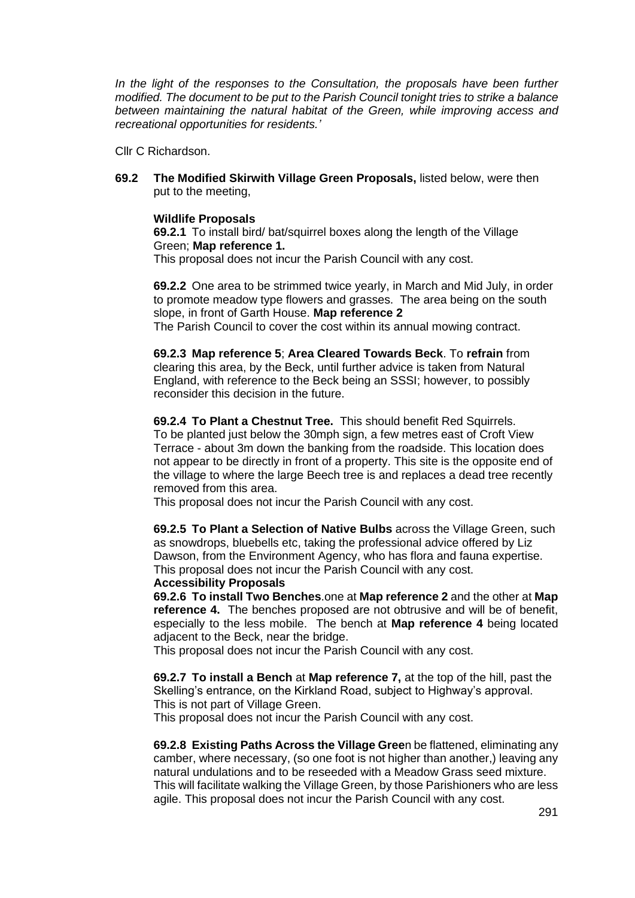*In the light of the responses to the Consultation, the proposals have been further modified. The document to be put to the Parish Council tonight tries to strike a balance between maintaining the natural habitat of the Green, while improving access and recreational opportunities for residents.'*

Cllr C Richardson.

**69.2 The Modified Skirwith Village Green Proposals,** listed below, were then put to the meeting,

**Wildlife Proposals**

**69.2.1** To install bird/ bat/squirrel boxes along the length of the Village Green; **Map reference 1.**
This proposal does not incur the Parish Council with any cost.

**69.2.2** One area to be strimmed twice yearly, in March and Mid July, in order to promote meadow type flowers and grasses. The area being on the south slope, in front of Garth House. **Map reference 2**
The Parish Council to cover the cost within its annual mowing contract.

**69.2.3 Map reference 5**; **Area Cleared Towards Beck**. To **refrain** from clearing this area, by the Beck, until further advice is taken from Natural England, with reference to the Beck being an SSSI; however, to possibly reconsider this decision in the future.

**69.2.4 To Plant a Chestnut Tree.** This should benefit Red Squirrels. To be planted just below the 30mph sign, a few metres east of Croft View Terrace - about 3m down the banking from the roadside. This location does not appear to be directly in front of a property. This site is the opposite end of the village to where the large Beech tree is and replaces a dead tree recently removed from this area.
This proposal does not incur the Parish Council with any cost.

**69.2.5 To Plant a Selection of Native Bulbs** across the Village Green, such as snowdrops, bluebells etc, taking the professional advice offered by Liz Dawson, from the Environment Agency, who has flora and fauna expertise. This proposal does not incur the Parish Council with any cost.

**Accessibility Proposals**

**69.2.6 To install Two Benches**.one at **Map reference 2** and the other at **Map reference 4.** The benches proposed are not obtrusive and will be of benefit, especially to the less mobile. The bench at **Map reference 4** being located adjacent to the Beck, near the bridge.
This proposal does not incur the Parish Council with any cost.

**69.2.7 To install a Bench** at **Map reference 7,** at the top of the hill, past the Skelling's entrance, on the Kirkland Road, subject to Highway's approval. This is not part of Village Green.
This proposal does not incur the Parish Council with any cost.

**69.2.8 Existing Paths Across the Village Gree**n be flattened, eliminating any camber, where necessary, (so one foot is not higher than another,) leaving any natural undulations and to be reseeded with a Meadow Grass seed mixture. This will facilitate walking the Village Green, by those Parishioners who are less agile. This proposal does not incur the Parish Council with any cost.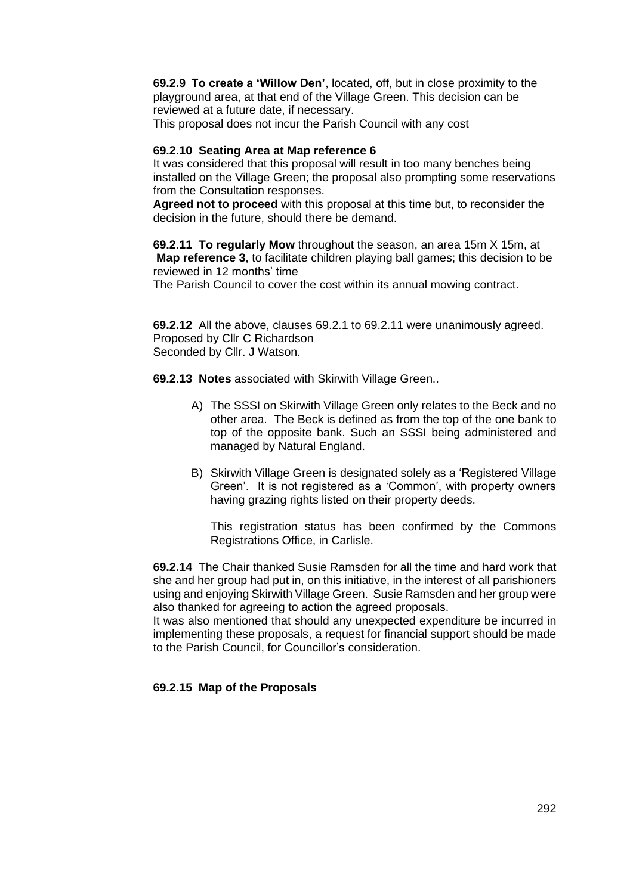**69.2.9 To create a 'Willow Den'**, located, off, but in close proximity to the playground area, at that end of the Village Green. This decision can be reviewed at a future date, if necessary.
This proposal does not incur the Parish Council with any cost

**69.2.10 Seating Area at Map reference 6**
It was considered that this proposal will result in too many benches being installed on the Village Green; the proposal also prompting some reservations from the Consultation responses.
**Agreed not to proceed** with this proposal at this time but, to reconsider the decision in the future, should there be demand.

**69.2.11 To regularly Mow** throughout the season, an area 15m X 15m, at **Map reference 3**, to facilitate children playing ball games; this decision to be reviewed in 12 months' time
The Parish Council to cover the cost within its annual mowing contract.

**69.2.12** All the above, clauses 69.2.1 to 69.2.11 were unanimously agreed.
Proposed by Cllr C Richardson
Seconded by Cllr. J Watson.

**69.2.13 Notes** associated with Skirwith Village Green..

A) The SSSI on Skirwith Village Green only relates to the Beck and no other area. The Beck is defined as from the top of the one bank to top of the opposite bank. Such an SSSI being administered and managed by Natural England.

B) Skirwith Village Green is designated solely as a 'Registered Village Green'. It is not registered as a 'Common', with property owners having grazing rights listed on their property deeds.

   This registration status has been confirmed by the Commons Registrations Office, in Carlisle.

**69.2.14** The Chair thanked Susie Ramsden for all the time and hard work that she and her group had put in, on this initiative, in the interest of all parishioners using and enjoying Skirwith Village Green. Susie Ramsden and her group were also thanked for agreeing to action the agreed proposals.
It was also mentioned that should any unexpected expenditure be incurred in implementing these proposals, a request for financial support should be made to the Parish Council, for Councillor's consideration.

**69.2.15 Map of the Proposals**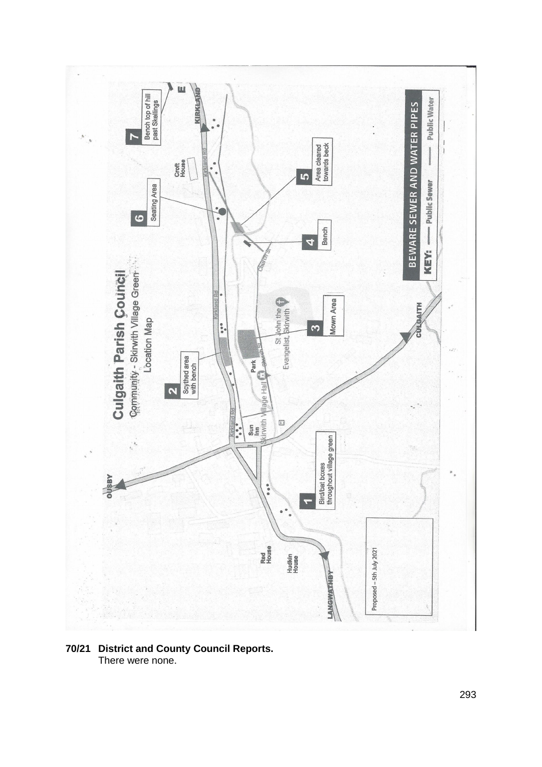**Culgaith Parish Council**

Community - Skirwith Village Green
Location Map

1. Bird/bat boxes throughout village green
2. Scythed area with bench
3. Mown Area
4. Bench
5. Area cleared towards beck
6. Seating Area
7. Bench top of hill past Skellings

BEWARE SEWER AND WATER PIPES

KEY: —— Public Sewer —— Public Water

Proposed – 5th July 2021

**70/21 District and County Council Reports.**
There were none.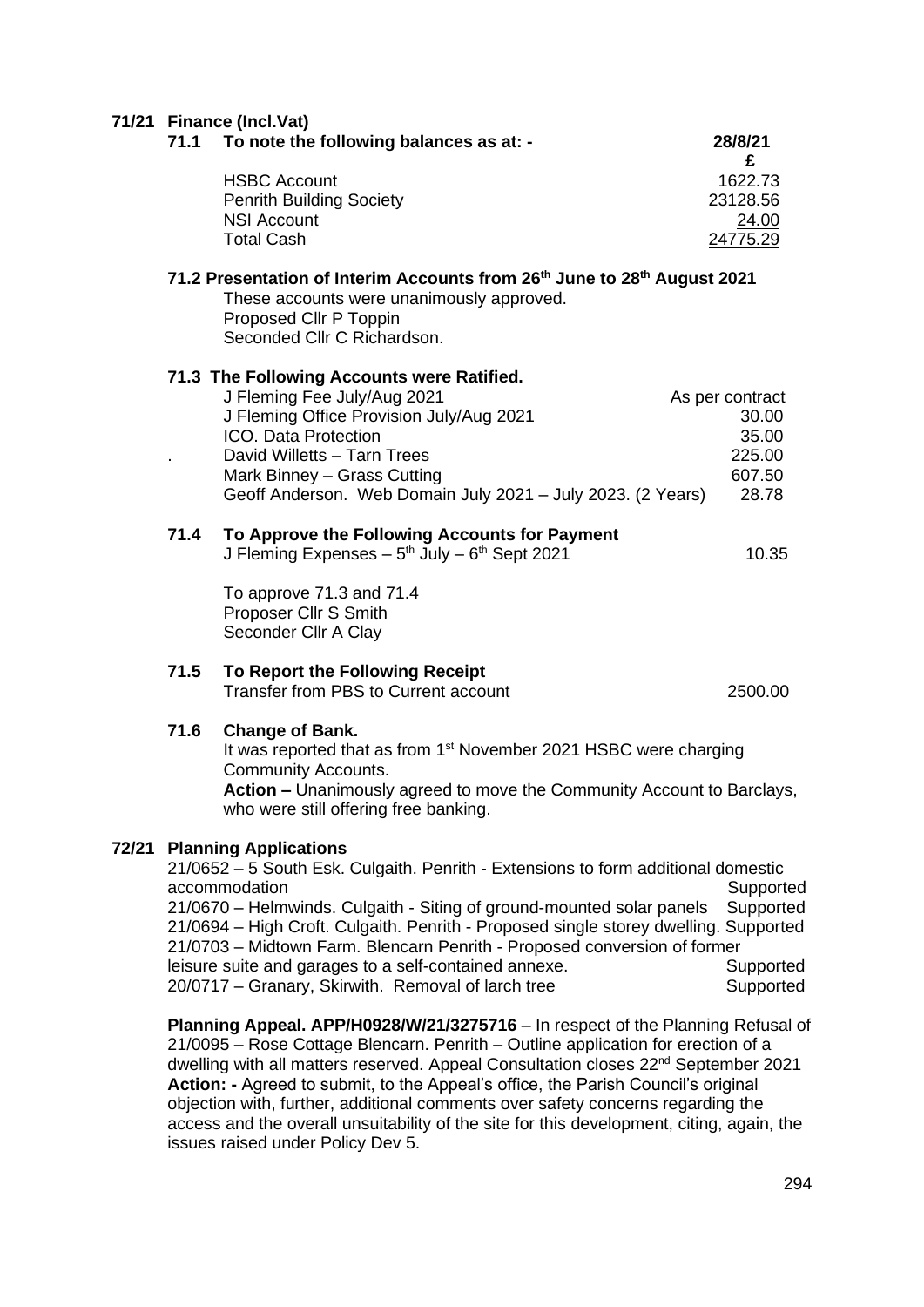## 71/21 Finance (Incl.Vat)

### 71.1 To note the following balances as at: -

| | 28/8/21 |
|---|---|
| | £ |
| HSBC Account | 1622.73 |
| Penrith Building Society | 23128.56 |
| NSI Account | 24.00 |
| Total Cash | 24775.29 |

### 71.2 Presentation of Interim Accounts from 26th June to 28th August 2021

These accounts were unanimously approved.
Proposed Cllr P Toppin
Seconded Cllr C Richardson.

### 71.3 The Following Accounts were Ratified.

| | |
|---|---|
| J Fleming Fee July/Aug 2021 | As per contract |
| J Fleming Office Provision July/Aug 2021 | 30.00 |
| ICO. Data Protection | 35.00 |
| David Willetts – Tarn Trees | 225.00 |
| Mark Binney – Grass Cutting | 607.50 |
| Geoff Anderson. Web Domain July 2021 – July 2023. (2 Years) | 28.78 |

### 71.4 To Approve the Following Accounts for Payment

| | |
|---|---|
| J Fleming Expenses – 5th July – 6th Sept 2021 | 10.35 |

To approve 71.3 and 71.4
Proposer Cllr S Smith
Seconder Cllr A Clay

### 71.5 To Report the Following Receipt

| | |
|---|---|
| Transfer from PBS to Current account | 2500.00 |

### 71.6 Change of Bank.

It was reported that as from 1st November 2021 HSBC were charging Community Accounts.
**Action –** Unanimously agreed to move the Community Account to Barclays, who were still offering free banking.

## 72/21 Planning Applications

| | |
|---|---|
| 21/0652 – 5 South Esk. Culgaith. Penrith - Extensions to form additional domestic accommodation | Supported |
| 21/0670 – Helmwinds. Culgaith - Siting of ground-mounted solar panels | Supported |
| 21/0694 – High Croft. Culgaith. Penrith - Proposed single storey dwelling. | Supported |
| 21/0703 – Midtown Farm. Blencarn Penrith - Proposed conversion of former leisure suite and garages to a self-contained annexe. | Supported |
| 20/0717 – Granary, Skirwith. Removal of larch tree | Supported |

**Planning Appeal. APP/H0928/W/21/3275716** – In respect of the Planning Refusal of 21/0095 – Rose Cottage Blencarn. Penrith – Outline application for erection of a dwelling with all matters reserved. Appeal Consultation closes 22nd September 2021
**Action: -** Agreed to submit, to the Appeal's office, the Parish Council's original objection with, further, additional comments over safety concerns regarding the access and the overall unsuitability of the site for this development, citing, again, the issues raised under Policy Dev 5.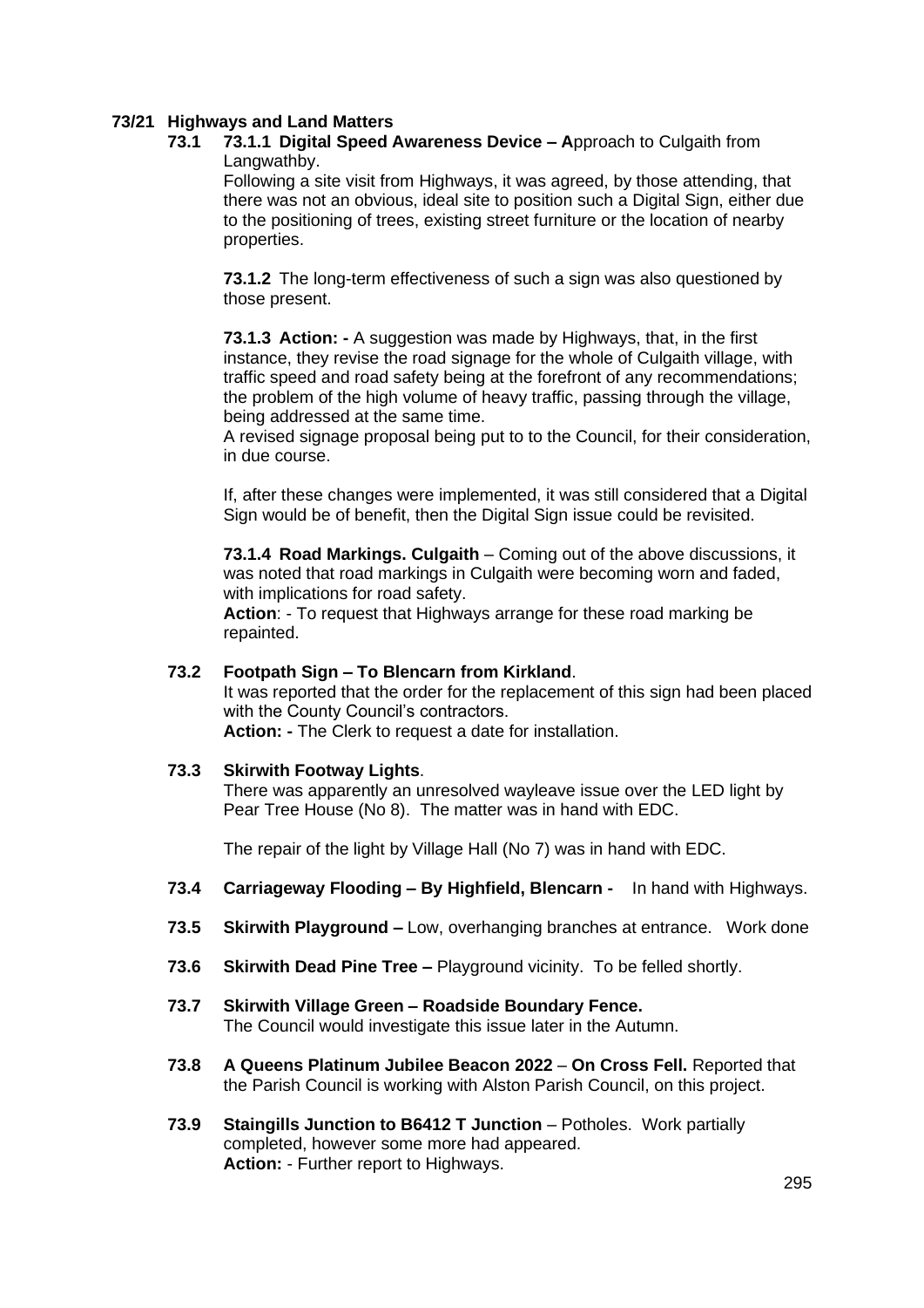## 73/21 Highways and Land Matters

**73.1** **73.1.1 Digital Speed Awareness Device – A**pproach to Culgaith from Langwathby.

Following a site visit from Highways, it was agreed, by those attending, that there was not an obvious, ideal site to position such a Digital Sign, either due to the positioning of trees, existing street furniture or the location of nearby properties.

**73.1.2** The long-term effectiveness of such a sign was also questioned by those present.

**73.1.3 Action: -** A suggestion was made by Highways, that, in the first instance, they revise the road signage for the whole of Culgaith village, with traffic speed and road safety being at the forefront of any recommendations; the problem of the high volume of heavy traffic, passing through the village, being addressed at the same time.

A revised signage proposal being put to to the Council, for their consideration, in due course.

If, after these changes were implemented, it was still considered that a Digital Sign would be of benefit, then the Digital Sign issue could be revisited.

**73.1.4 Road Markings. Culgaith** – Coming out of the above discussions, it was noted that road markings in Culgaith were becoming worn and faded, with implications for road safety.

**Action**: - To request that Highways arrange for these road marking be repainted.

**73.2 Footpath Sign – To Blencarn from Kirkland**.

It was reported that the order for the replacement of this sign had been placed with the County Council's contractors.

**Action: -** The Clerk to request a date for installation.

**73.3 Skirwith Footway Lights**.

There was apparently an unresolved wayleave issue over the LED light by Pear Tree House (No 8). The matter was in hand with EDC.

The repair of the light by Village Hall (No 7) was in hand with EDC.

**73.4 Carriageway Flooding – By Highfield, Blencarn -** In hand with Highways.

**73.5 Skirwith Playground –** Low, overhanging branches at entrance. Work done

**73.6 Skirwith Dead Pine Tree –** Playground vicinity. To be felled shortly.

**73.7 Skirwith Village Green – Roadside Boundary Fence.**

The Council would investigate this issue later in the Autumn.

**73.8 A Queens Platinum Jubilee Beacon 2022** – **On Cross Fell.** Reported that the Parish Council is working with Alston Parish Council, on this project.

**73.9 Staingills Junction to B6412 T Junction** – Potholes. Work partially completed, however some more had appeared.

**Action:** - Further report to Highways.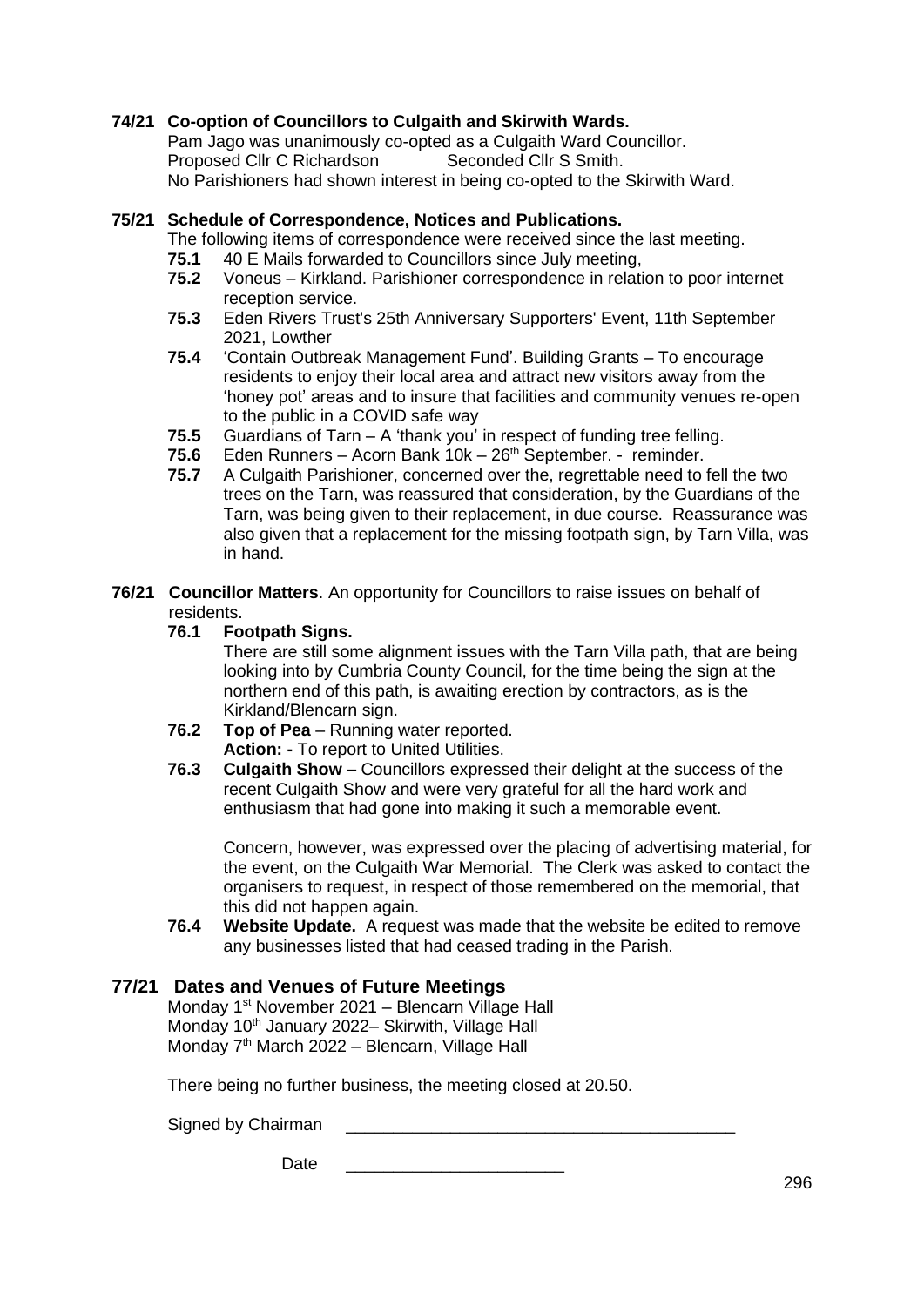**74/21 Co-option of Councillors to Culgaith and Skirwith Wards.**

Pam Jago was unanimously co-opted as a Culgaith Ward Councillor.
Proposed Cllr C Richardson    Seconded Cllr S Smith.
No Parishioners had shown interest in being co-opted to the Skirwith Ward.

**75/21 Schedule of Correspondence, Notices and Publications.**

The following items of correspondence were received since the last meeting.

**75.1** 40 E Mails forwarded to Councillors since July meeting,

**75.2** Voneus – Kirkland. Parishioner correspondence in relation to poor internet reception service.

**75.3** Eden Rivers Trust's 25th Anniversary Supporters' Event, 11th September 2021, Lowther

**75.4** 'Contain Outbreak Management Fund'. Building Grants – To encourage residents to enjoy their local area and attract new visitors away from the 'honey pot' areas and to insure that facilities and community venues re-open to the public in a COVID safe way

**75.5** Guardians of Tarn – A 'thank you' in respect of funding tree felling.

**75.6** Eden Runners – Acorn Bank 10k – 26th September. - reminder.

**75.7** A Culgaith Parishioner, concerned over the, regrettable need to fell the two trees on the Tarn, was reassured that consideration, by the Guardians of the Tarn, was being given to their replacement, in due course. Reassurance was also given that a replacement for the missing footpath sign, by Tarn Villa, was in hand.

**76/21 Councillor Matters**. An opportunity for Councillors to raise issues on behalf of residents.

**76.1 Footpath Signs.**

There are still some alignment issues with the Tarn Villa path, that are being looking into by Cumbria County Council, for the time being the sign at the northern end of this path, is awaiting erection by contractors, as is the Kirkland/Blencarn sign.

**76.2 Top of Pea** – Running water reported.
**Action: -** To report to United Utilities.

**76.3 Culgaith Show –** Councillors expressed their delight at the success of the recent Culgaith Show and were very grateful for all the hard work and enthusiasm that had gone into making it such a memorable event.

Concern, however, was expressed over the placing of advertising material, for the event, on the Culgaith War Memorial. The Clerk was asked to contact the organisers to request, in respect of those remembered on the memorial, that this did not happen again.

**76.4 Website Update.** A request was made that the website be edited to remove any businesses listed that had ceased trading in the Parish.

## 77/21 Dates and Venues of Future Meetings

Monday 1st November 2021 – Blencarn Village Hall
Monday 10th January 2022– Skirwith, Village Hall
Monday 7th March 2022 – Blencarn, Village Hall

There being no further business, the meeting closed at 20.50.

Signed by Chairman \_\_\_\_\_\_\_\_\_\_\_\_\_\_\_\_\_\_\_\_\_\_\_\_\_\_\_\_\_\_\_\_\_\_\_\_\_\_\_\_\_\_

Date \_\_\_\_\_\_\_\_\_\_\_\_\_\_\_\_\_\_\_\_\_\_\_